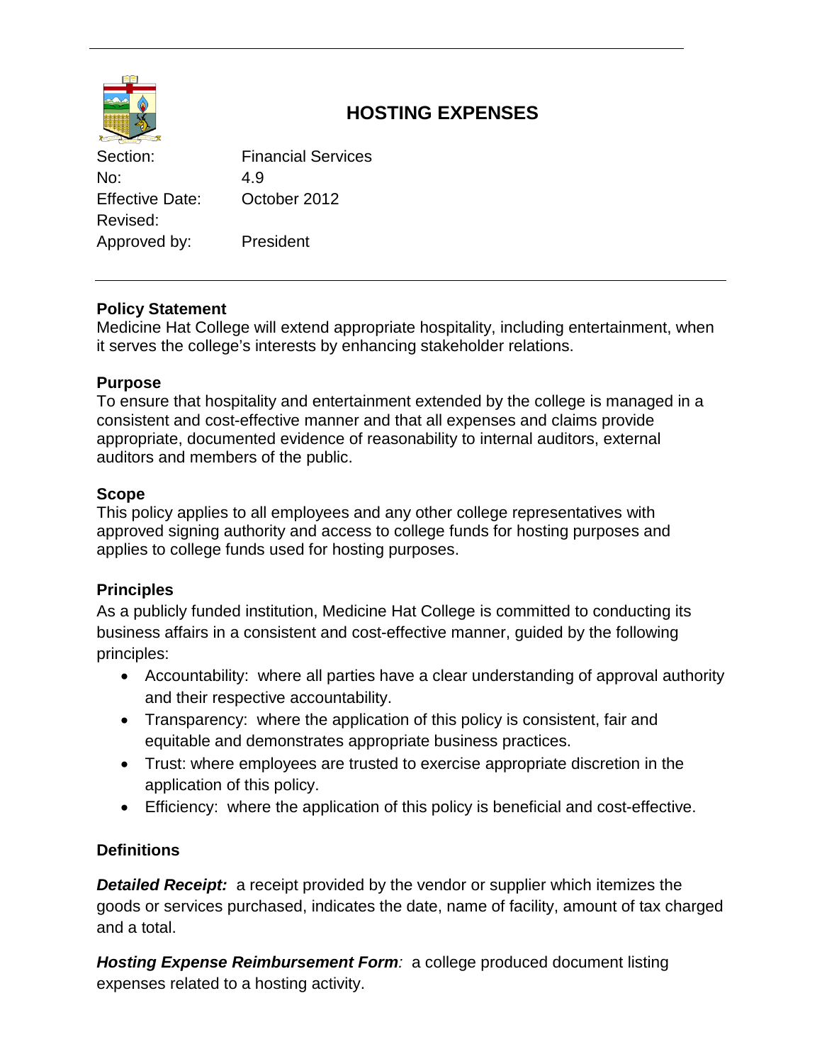# HOSTING EXPENSES

| | |
|---|---|
| Section: | Financial Services |
| No: | 4.9 |
| Effective Date: | October 2012 |
| Revised: | |
| Approved by: | President |

## Policy Statement

Medicine Hat College will extend appropriate hospitality, including entertainment, when it serves the college's interests by enhancing stakeholder relations.

## Purpose

To ensure that hospitality and entertainment extended by the college is managed in a consistent and cost-effective manner and that all expenses and claims provide appropriate, documented evidence of reasonability to internal auditors, external auditors and members of the public.

## Scope

This policy applies to all employees and any other college representatives with approved signing authority and access to college funds for hosting purposes and applies to college funds used for hosting purposes.

## Principles

As a publicly funded institution, Medicine Hat College is committed to conducting its business affairs in a consistent and cost-effective manner, guided by the following principles:

- Accountability: where all parties have a clear understanding of approval authority and their respective accountability.
- Transparency: where the application of this policy is consistent, fair and equitable and demonstrates appropriate business practices.
- Trust: where employees are trusted to exercise appropriate discretion in the application of this policy.
- Efficiency: where the application of this policy is beneficial and cost-effective.

## Definitions

***Detailed Receipt:*** a receipt provided by the vendor or supplier which itemizes the goods or services purchased, indicates the date, name of facility, amount of tax charged and a total.

***Hosting Expense Reimbursement Form:*** a college produced document listing expenses related to a hosting activity.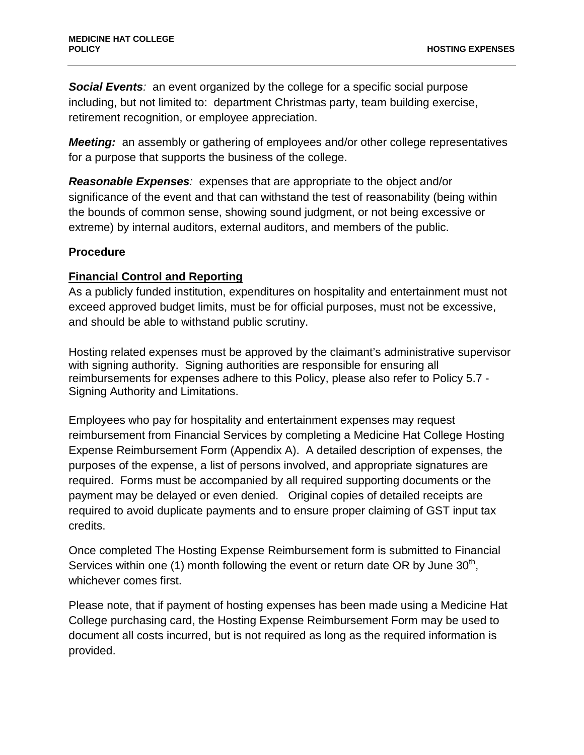***Social Events****:* an event organized by the college for a specific social purpose including, but not limited to: department Christmas party, team building exercise, retirement recognition, or employee appreciation.

***Meeting:*** an assembly or gathering of employees and/or other college representatives for a purpose that supports the business of the college.

***Reasonable Expenses****:* expenses that are appropriate to the object and/or significance of the event and that can withstand the test of reasonability (being within the bounds of common sense, showing sound judgment, or not being excessive or extreme) by internal auditors, external auditors, and members of the public.

## Procedure

### Financial Control and Reporting

As a publicly funded institution, expenditures on hospitality and entertainment must not exceed approved budget limits, must be for official purposes, must not be excessive, and should be able to withstand public scrutiny.

Hosting related expenses must be approved by the claimant's administrative supervisor with signing authority. Signing authorities are responsible for ensuring all reimbursements for expenses adhere to this Policy, please also refer to Policy 5.7 - Signing Authority and Limitations.

Employees who pay for hospitality and entertainment expenses may request reimbursement from Financial Services by completing a Medicine Hat College Hosting Expense Reimbursement Form (Appendix A). A detailed description of expenses, the purposes of the expense, a list of persons involved, and appropriate signatures are required. Forms must be accompanied by all required supporting documents or the payment may be delayed or even denied. Original copies of detailed receipts are required to avoid duplicate payments and to ensure proper claiming of GST input tax credits.

Once completed The Hosting Expense Reimbursement form is submitted to Financial Services within one (1) month following the event or return date OR by June 30th, whichever comes first.

Please note, that if payment of hosting expenses has been made using a Medicine Hat College purchasing card, the Hosting Expense Reimbursement Form may be used to document all costs incurred, but is not required as long as the required information is provided.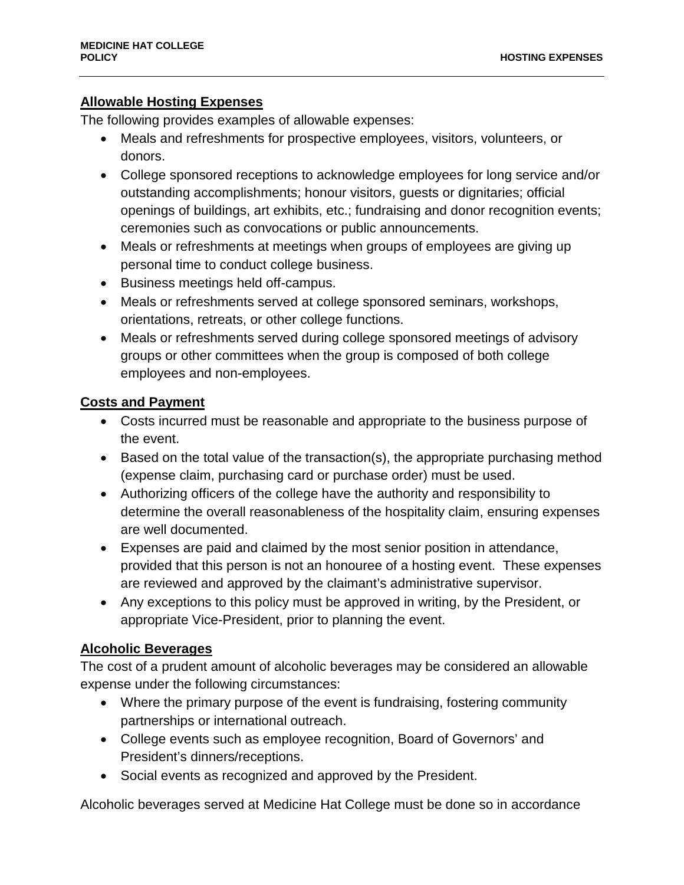## Allowable Hosting Expenses

The following provides examples of allowable expenses:

- Meals and refreshments for prospective employees, visitors, volunteers, or donors.
- College sponsored receptions to acknowledge employees for long service and/or outstanding accomplishments; honour visitors, guests or dignitaries; official openings of buildings, art exhibits, etc.; fundraising and donor recognition events; ceremonies such as convocations or public announcements.
- Meals or refreshments at meetings when groups of employees are giving up personal time to conduct college business.
- Business meetings held off-campus.
- Meals or refreshments served at college sponsored seminars, workshops, orientations, retreats, or other college functions.
- Meals or refreshments served during college sponsored meetings of advisory groups or other committees when the group is composed of both college employees and non-employees.

## Costs and Payment

- Costs incurred must be reasonable and appropriate to the business purpose of the event.
- Based on the total value of the transaction(s), the appropriate purchasing method (expense claim, purchasing card or purchase order) must be used.
- Authorizing officers of the college have the authority and responsibility to determine the overall reasonableness of the hospitality claim, ensuring expenses are well documented.
- Expenses are paid and claimed by the most senior position in attendance, provided that this person is not an honouree of a hosting event. These expenses are reviewed and approved by the claimant's administrative supervisor.
- Any exceptions to this policy must be approved in writing, by the President, or appropriate Vice-President, prior to planning the event.

## Alcoholic Beverages

The cost of a prudent amount of alcoholic beverages may be considered an allowable expense under the following circumstances:

- Where the primary purpose of the event is fundraising, fostering community partnerships or international outreach.
- College events such as employee recognition, Board of Governors' and President's dinners/receptions.
- Social events as recognized and approved by the President.

Alcoholic beverages served at Medicine Hat College must be done so in accordance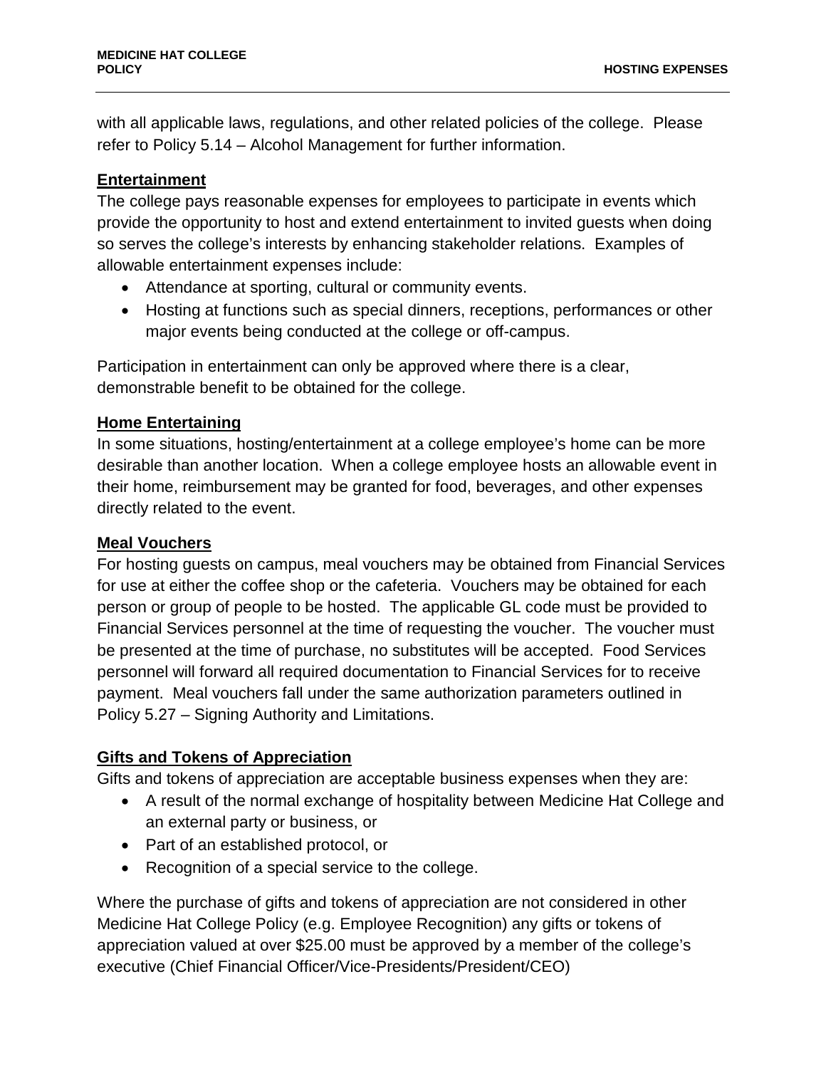with all applicable laws, regulations, and other related policies of the college. Please refer to Policy 5.14 – Alcohol Management for further information.

**Entertainment**

The college pays reasonable expenses for employees to participate in events which provide the opportunity to host and extend entertainment to invited guests when doing so serves the college's interests by enhancing stakeholder relations. Examples of allowable entertainment expenses include:

- Attendance at sporting, cultural or community events.
- Hosting at functions such as special dinners, receptions, performances or other major events being conducted at the college or off-campus.

Participation in entertainment can only be approved where there is a clear, demonstrable benefit to be obtained for the college.

**Home Entertaining**

In some situations, hosting/entertainment at a college employee's home can be more desirable than another location. When a college employee hosts an allowable event in their home, reimbursement may be granted for food, beverages, and other expenses directly related to the event.

**Meal Vouchers**

For hosting guests on campus, meal vouchers may be obtained from Financial Services for use at either the coffee shop or the cafeteria. Vouchers may be obtained for each person or group of people to be hosted. The applicable GL code must be provided to Financial Services personnel at the time of requesting the voucher. The voucher must be presented at the time of purchase, no substitutes will be accepted. Food Services personnel will forward all required documentation to Financial Services for to receive payment. Meal vouchers fall under the same authorization parameters outlined in Policy 5.27 – Signing Authority and Limitations.

**Gifts and Tokens of Appreciation**

Gifts and tokens of appreciation are acceptable business expenses when they are:

- A result of the normal exchange of hospitality between Medicine Hat College and an external party or business, or
- Part of an established protocol, or
- Recognition of a special service to the college.

Where the purchase of gifts and tokens of appreciation are not considered in other Medicine Hat College Policy (e.g. Employee Recognition) any gifts or tokens of appreciation valued at over $25.00 must be approved by a member of the college's executive (Chief Financial Officer/Vice-Presidents/President/CEO)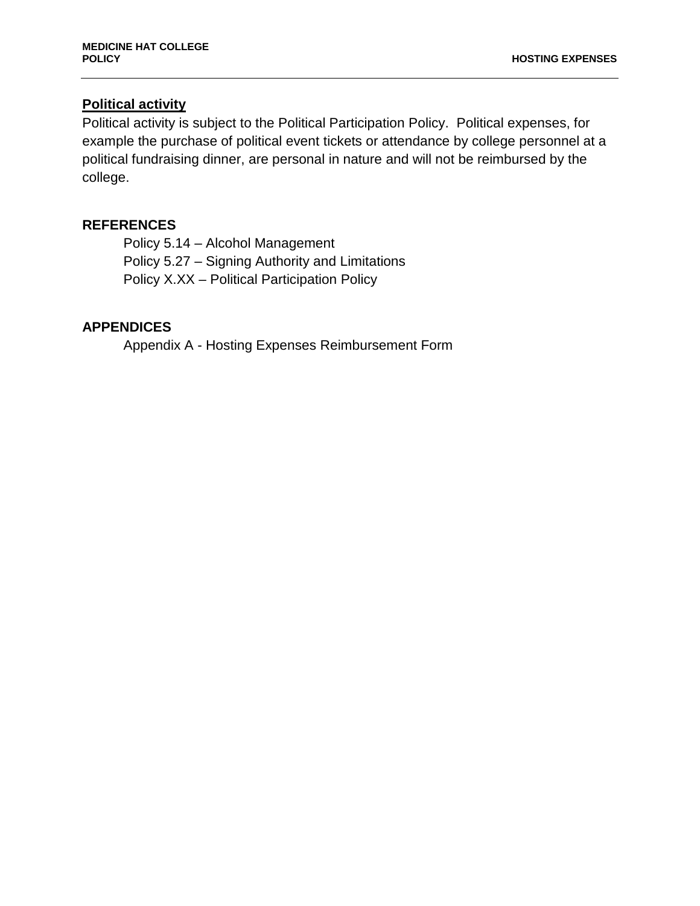**Political activity**

Political activity is subject to the Political Participation Policy. Political expenses, for example the purchase of political event tickets or attendance by college personnel at a political fundraising dinner, are personal in nature and will not be reimbursed by the college.

## REFERENCES

Policy 5.14 – Alcohol Management
Policy 5.27 – Signing Authority and Limitations
Policy X.XX – Political Participation Policy

## APPENDICES

Appendix A - Hosting Expenses Reimbursement Form